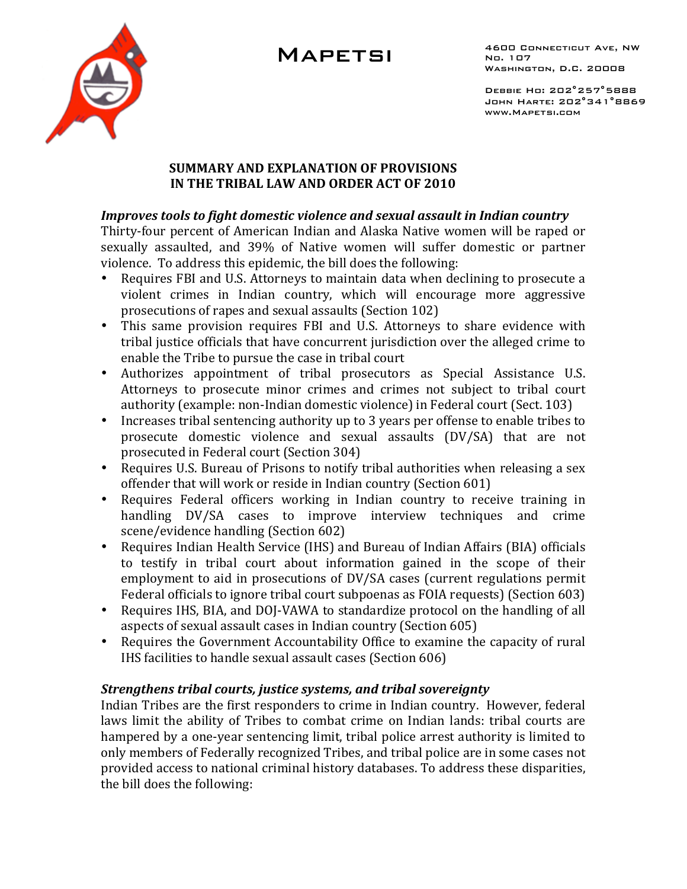# MAPETSI

4600 Connecticut Ave, NW
No. 107
Washington, D.C. 20008

Debbie Ho: 202°257°5888
John Harte: 202°341°8869
www.Mapetsi.com

## SUMMARY AND EXPLANATION OF PROVISIONS IN THE TRIBAL LAW AND ORDER ACT OF 2010

### *Improves tools to fight domestic violence and sexual assault in Indian country*

Thirty-four percent of American Indian and Alaska Native women will be raped or sexually assaulted, and 39% of Native women will suffer domestic or partner violence. To address this epidemic, the bill does the following:

- Requires FBI and U.S. Attorneys to maintain data when declining to prosecute a violent crimes in Indian country, which will encourage more aggressive prosecutions of rapes and sexual assaults (Section 102)
- This same provision requires FBI and U.S. Attorneys to share evidence with tribal justice officials that have concurrent jurisdiction over the alleged crime to enable the Tribe to pursue the case in tribal court
- Authorizes appointment of tribal prosecutors as Special Assistance U.S. Attorneys to prosecute minor crimes and crimes not subject to tribal court authority (example: non-Indian domestic violence) in Federal court (Sect. 103)
- Increases tribal sentencing authority up to 3 years per offense to enable tribes to prosecute domestic violence and sexual assaults (DV/SA) that are not prosecuted in Federal court (Section 304)
- Requires U.S. Bureau of Prisons to notify tribal authorities when releasing a sex offender that will work or reside in Indian country (Section 601)
- Requires Federal officers working in Indian country to receive training in handling DV/SA cases to improve interview techniques and crime scene/evidence handling (Section 602)
- Requires Indian Health Service (IHS) and Bureau of Indian Affairs (BIA) officials to testify in tribal court about information gained in the scope of their employment to aid in prosecutions of DV/SA cases (current regulations permit Federal officials to ignore tribal court subpoenas as FOIA requests) (Section 603)
- Requires IHS, BIA, and DOJ-VAWA to standardize protocol on the handling of all aspects of sexual assault cases in Indian country (Section 605)
- Requires the Government Accountability Office to examine the capacity of rural IHS facilities to handle sexual assault cases (Section 606)

### *Strengthens tribal courts, justice systems, and tribal sovereignty*

Indian Tribes are the first responders to crime in Indian country. However, federal laws limit the ability of Tribes to combat crime on Indian lands: tribal courts are hampered by a one-year sentencing limit, tribal police arrest authority is limited to only members of Federally recognized Tribes, and tribal police are in some cases not provided access to national criminal history databases. To address these disparities, the bill does the following: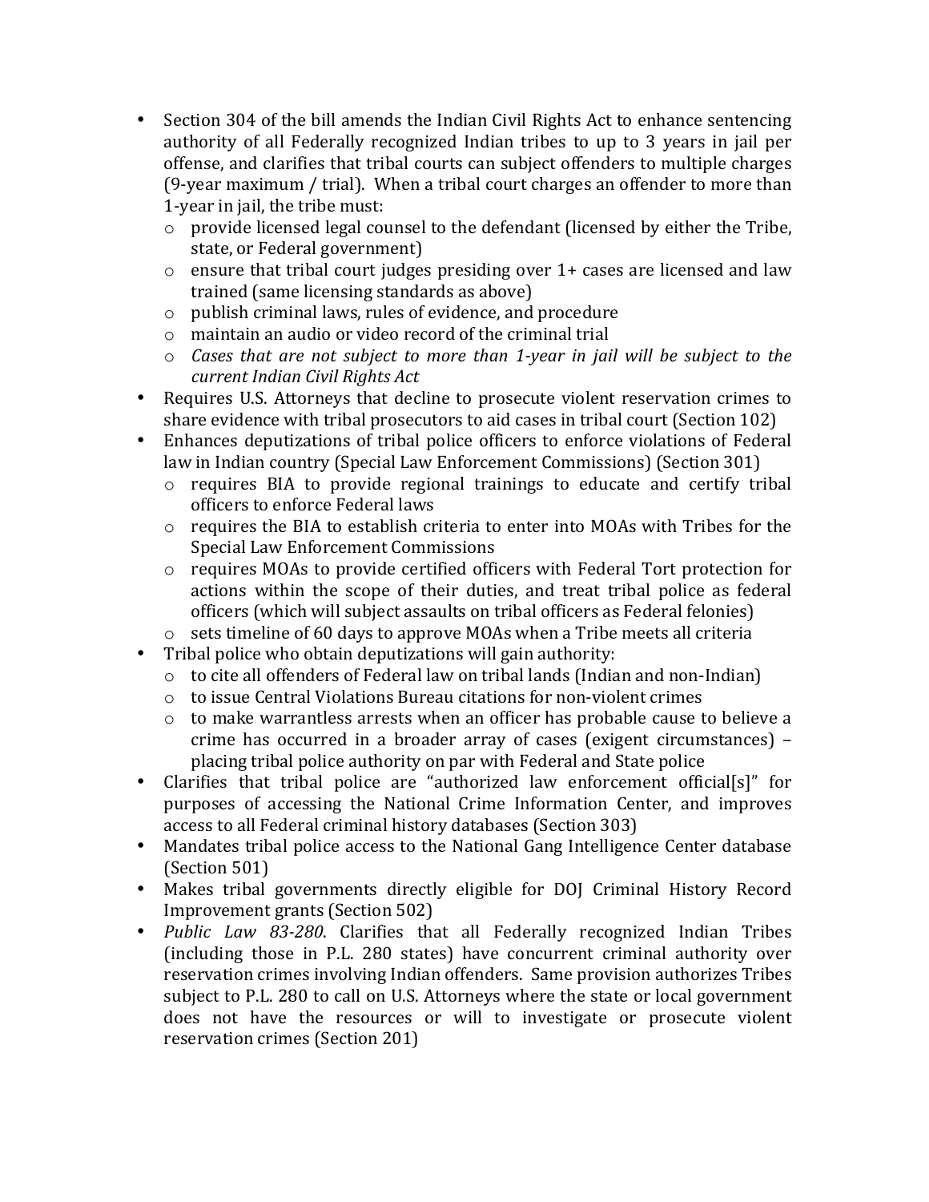- Section 304 of the bill amends the Indian Civil Rights Act to enhance sentencing authority of all Federally recognized Indian tribes to up to 3 years in jail per offense, and clarifies that tribal courts can subject offenders to multiple charges (9-year maximum / trial). When a tribal court charges an offender to more than 1-year in jail, the tribe must:
  - provide licensed legal counsel to the defendant (licensed by either the Tribe, state, or Federal government)
  - ensure that tribal court judges presiding over 1+ cases are licensed and law trained (same licensing standards as above)
  - publish criminal laws, rules of evidence, and procedure
  - maintain an audio or video record of the criminal trial
  - *Cases that are not subject to more than 1-year in jail will be subject to the current Indian Civil Rights Act*
- Requires U.S. Attorneys that decline to prosecute violent reservation crimes to share evidence with tribal prosecutors to aid cases in tribal court (Section 102)
- Enhances deputizations of tribal police officers to enforce violations of Federal law in Indian country (Special Law Enforcement Commissions) (Section 301)
  - requires BIA to provide regional trainings to educate and certify tribal officers to enforce Federal laws
  - requires the BIA to establish criteria to enter into MOAs with Tribes for the Special Law Enforcement Commissions
  - requires MOAs to provide certified officers with Federal Tort protection for actions within the scope of their duties, and treat tribal police as federal officers (which will subject assaults on tribal officers as Federal felonies)
  - sets timeline of 60 days to approve MOAs when a Tribe meets all criteria
- Tribal police who obtain deputizations will gain authority:
  - to cite all offenders of Federal law on tribal lands (Indian and non-Indian)
  - to issue Central Violations Bureau citations for non-violent crimes
  - to make warrantless arrests when an officer has probable cause to believe a crime has occurred in a broader array of cases (exigent circumstances) – placing tribal police authority on par with Federal and State police
- Clarifies that tribal police are "authorized law enforcement official[s]" for purposes of accessing the National Crime Information Center, and improves access to all Federal criminal history databases (Section 303)
- Mandates tribal police access to the National Gang Intelligence Center database (Section 501)
- Makes tribal governments directly eligible for DOJ Criminal History Record Improvement grants (Section 502)
- *Public Law 83-280*. Clarifies that all Federally recognized Indian Tribes (including those in P.L. 280 states) have concurrent criminal authority over reservation crimes involving Indian offenders. Same provision authorizes Tribes subject to P.L. 280 to call on U.S. Attorneys where the state or local government does not have the resources or will to investigate or prosecute violent reservation crimes (Section 201)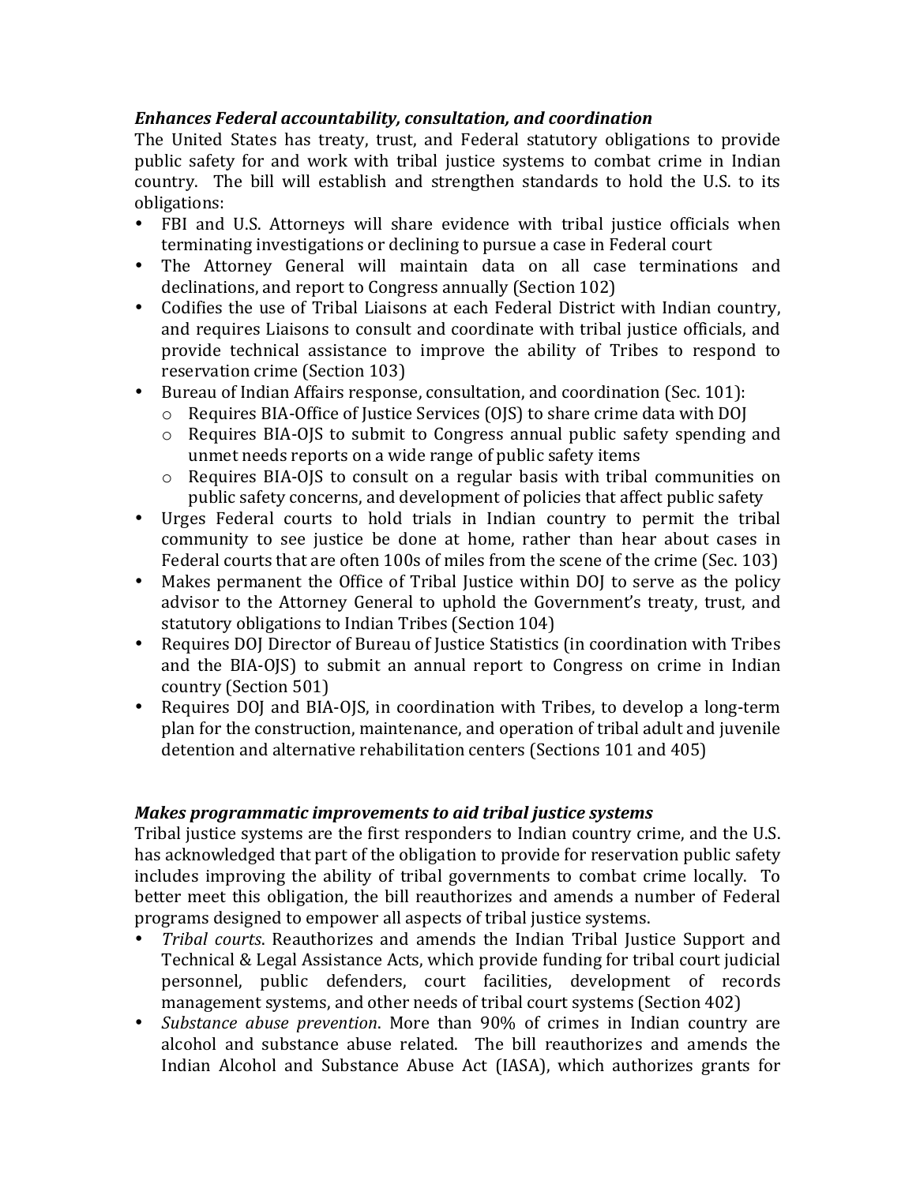***Enhances Federal accountability, consultation, and coordination***

The United States has treaty, trust, and Federal statutory obligations to provide public safety for and work with tribal justice systems to combat crime in Indian country. The bill will establish and strengthen standards to hold the U.S. to its obligations:

- FBI and U.S. Attorneys will share evidence with tribal justice officials when terminating investigations or declining to pursue a case in Federal court
- The Attorney General will maintain data on all case terminations and declinations, and report to Congress annually (Section 102)
- Codifies the use of Tribal Liaisons at each Federal District with Indian country, and requires Liaisons to consult and coordinate with tribal justice officials, and provide technical assistance to improve the ability of Tribes to respond to reservation crime (Section 103)
- Bureau of Indian Affairs response, consultation, and coordination (Sec. 101):
  - Requires BIA-Office of Justice Services (OJS) to share crime data with DOJ
  - Requires BIA-OJS to submit to Congress annual public safety spending and unmet needs reports on a wide range of public safety items
  - Requires BIA-OJS to consult on a regular basis with tribal communities on public safety concerns, and development of policies that affect public safety
- Urges Federal courts to hold trials in Indian country to permit the tribal community to see justice be done at home, rather than hear about cases in Federal courts that are often 100s of miles from the scene of the crime (Sec. 103)
- Makes permanent the Office of Tribal Justice within DOJ to serve as the policy advisor to the Attorney General to uphold the Government's treaty, trust, and statutory obligations to Indian Tribes (Section 104)
- Requires DOJ Director of Bureau of Justice Statistics (in coordination with Tribes and the BIA-OJS) to submit an annual report to Congress on crime in Indian country (Section 501)
- Requires DOJ and BIA-OJS, in coordination with Tribes, to develop a long-term plan for the construction, maintenance, and operation of tribal adult and juvenile detention and alternative rehabilitation centers (Sections 101 and 405)

***Makes programmatic improvements to aid tribal justice systems***

Tribal justice systems are the first responders to Indian country crime, and the U.S. has acknowledged that part of the obligation to provide for reservation public safety includes improving the ability of tribal governments to combat crime locally. To better meet this obligation, the bill reauthorizes and amends a number of Federal programs designed to empower all aspects of tribal justice systems.

- *Tribal courts*. Reauthorizes and amends the Indian Tribal Justice Support and Technical & Legal Assistance Acts, which provide funding for tribal court judicial personnel, public defenders, court facilities, development of records management systems, and other needs of tribal court systems (Section 402)
- *Substance abuse prevention*. More than 90% of crimes in Indian country are alcohol and substance abuse related. The bill reauthorizes and amends the Indian Alcohol and Substance Abuse Act (IASA), which authorizes grants for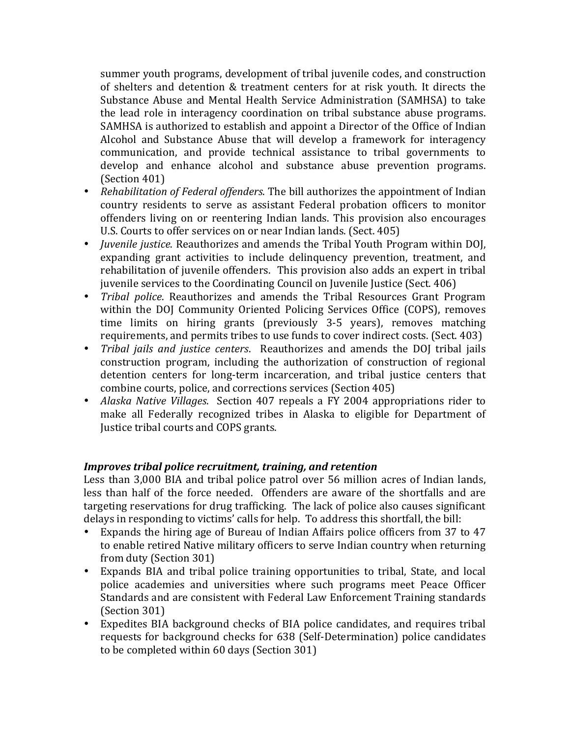summer youth programs, development of tribal juvenile codes, and construction of shelters and detention & treatment centers for at risk youth. It directs the Substance Abuse and Mental Health Service Administration (SAMHSA) to take the lead role in interagency coordination on tribal substance abuse programs. SAMHSA is authorized to establish and appoint a Director of the Office of Indian Alcohol and Substance Abuse that will develop a framework for interagency communication, and provide technical assistance to tribal governments to develop and enhance alcohol and substance abuse prevention programs. (Section 401)

- *Rehabilitation of Federal offenders*. The bill authorizes the appointment of Indian country residents to serve as assistant Federal probation officers to monitor offenders living on or reentering Indian lands. This provision also encourages U.S. Courts to offer services on or near Indian lands. (Sect. 405)
- *Juvenile justice*. Reauthorizes and amends the Tribal Youth Program within DOJ, expanding grant activities to include delinquency prevention, treatment, and rehabilitation of juvenile offenders. This provision also adds an expert in tribal juvenile services to the Coordinating Council on Juvenile Justice (Sect. 406)
- *Tribal police*. Reauthorizes and amends the Tribal Resources Grant Program within the DOJ Community Oriented Policing Services Office (COPS), removes time limits on hiring grants (previously 3-5 years), removes matching requirements, and permits tribes to use funds to cover indirect costs. (Sect. 403)
- *Tribal jails and justice centers*. Reauthorizes and amends the DOJ tribal jails construction program, including the authorization of construction of regional detention centers for long-term incarceration, and tribal justice centers that combine courts, police, and corrections services (Section 405)
- *Alaska Native Villages*. Section 407 repeals a FY 2004 appropriations rider to make all Federally recognized tribes in Alaska to eligible for Department of Justice tribal courts and COPS grants.

***Improves tribal police recruitment, training, and retention***

Less than 3,000 BIA and tribal police patrol over 56 million acres of Indian lands, less than half of the force needed. Offenders are aware of the shortfalls and are targeting reservations for drug trafficking. The lack of police also causes significant delays in responding to victims' calls for help. To address this shortfall, the bill:

- Expands the hiring age of Bureau of Indian Affairs police officers from 37 to 47 to enable retired Native military officers to serve Indian country when returning from duty (Section 301)
- Expands BIA and tribal police training opportunities to tribal, State, and local police academies and universities where such programs meet Peace Officer Standards and are consistent with Federal Law Enforcement Training standards (Section 301)
- Expedites BIA background checks of BIA police candidates, and requires tribal requests for background checks for 638 (Self-Determination) police candidates to be completed within 60 days (Section 301)